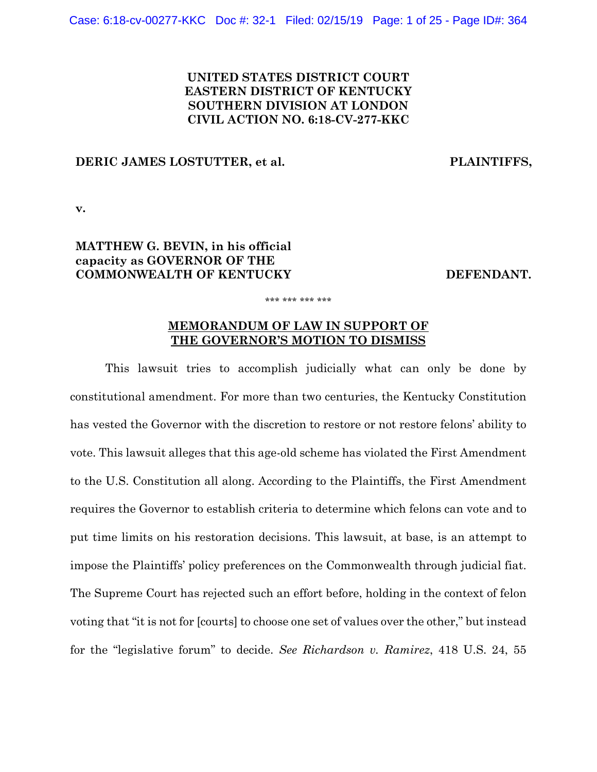**UNITED STATES DISTRICT COURT**
**EASTERN DISTRICT OF KENTUCKY**
**SOUTHERN DIVISION AT LONDON**
**CIVIL ACTION NO. 6:18-CV-277-KKC**

**DERIC JAMES LOSTUTTER, et al.** **PLAINTIFFS,**

**v.**

**MATTHEW G. BEVIN, in his official capacity as GOVERNOR OF THE COMMONWEALTH OF KENTUCKY** **DEFENDANT.**

\*\*\* \*\*\* \*\*\* \*\*\*

## MEMORANDUM OF LAW IN SUPPORT OF THE GOVERNOR'S MOTION TO DISMISS

This lawsuit tries to accomplish judicially what can only be done by constitutional amendment. For more than two centuries, the Kentucky Constitution has vested the Governor with the discretion to restore or not restore felons' ability to vote. This lawsuit alleges that this age-old scheme has violated the First Amendment to the U.S. Constitution all along. According to the Plaintiffs, the First Amendment requires the Governor to establish criteria to determine which felons can vote and to put time limits on his restoration decisions. This lawsuit, at base, is an attempt to impose the Plaintiffs' policy preferences on the Commonwealth through judicial fiat. The Supreme Court has rejected such an effort before, holding in the context of felon voting that "it is not for [courts] to choose one set of values over the other," but instead for the "legislative forum" to decide. *See Richardson v. Ramirez*, 418 U.S. 24, 55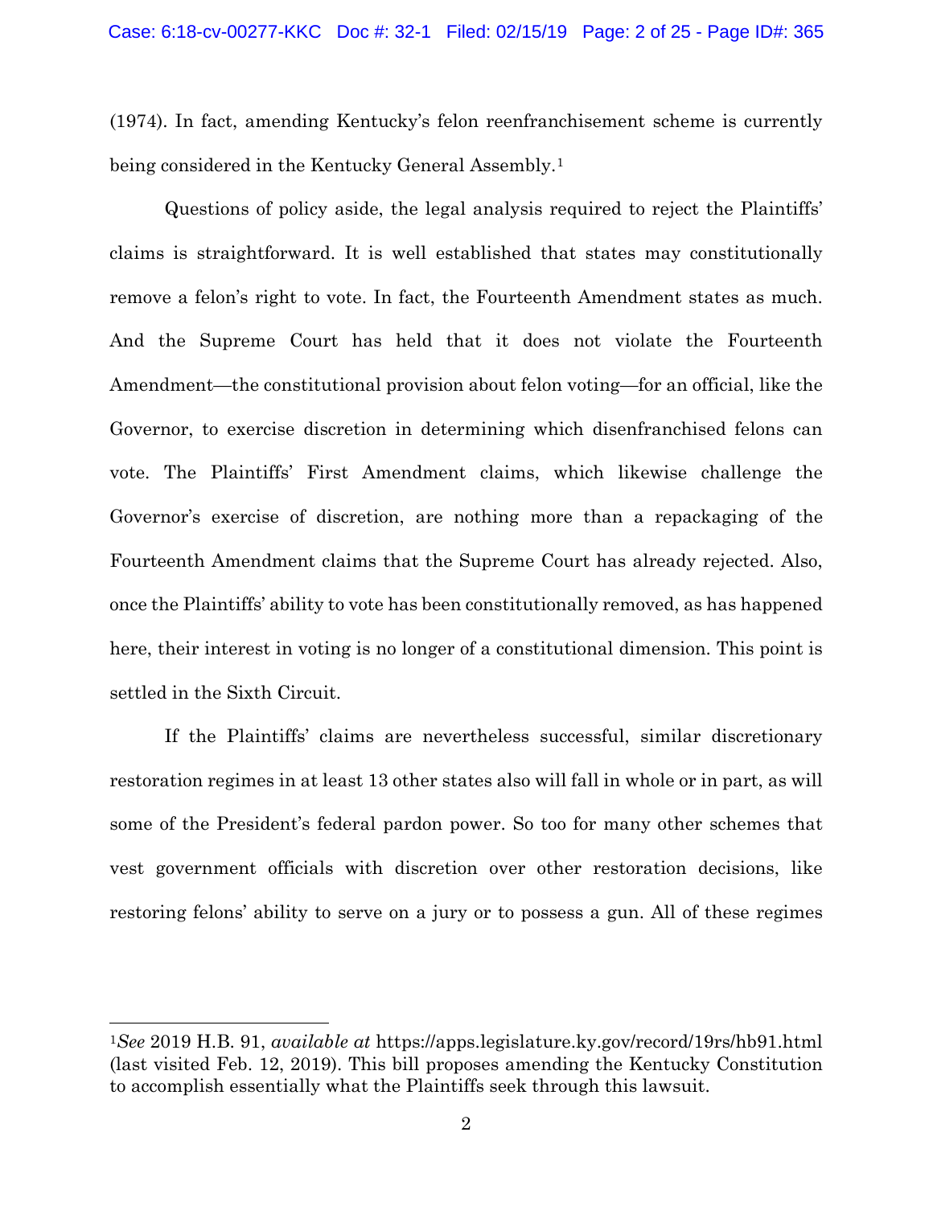(1974). In fact, amending Kentucky's felon reenfranchisement scheme is currently being considered in the Kentucky General Assembly.[1]

Questions of policy aside, the legal analysis required to reject the Plaintiffs' claims is straightforward. It is well established that states may constitutionally remove a felon's right to vote. In fact, the Fourteenth Amendment states as much. And the Supreme Court has held that it does not violate the Fourteenth Amendment—the constitutional provision about felon voting—for an official, like the Governor, to exercise discretion in determining which disenfranchised felons can vote. The Plaintiffs' First Amendment claims, which likewise challenge the Governor's exercise of discretion, are nothing more than a repackaging of the Fourteenth Amendment claims that the Supreme Court has already rejected. Also, once the Plaintiffs' ability to vote has been constitutionally removed, as has happened here, their interest in voting is no longer of a constitutional dimension. This point is settled in the Sixth Circuit.

If the Plaintiffs' claims are nevertheless successful, similar discretionary restoration regimes in at least 13 other states also will fall in whole or in part, as will some of the President's federal pardon power. So too for many other schemes that vest government officials with discretion over other restoration decisions, like restoring felons' ability to serve on a jury or to possess a gun. All of these regimes

---

[1]*See* 2019 H.B. 91, *available at* https://apps.legislature.ky.gov/record/19rs/hb91.html (last visited Feb. 12, 2019). This bill proposes amending the Kentucky Constitution to accomplish essentially what the Plaintiffs seek through this lawsuit.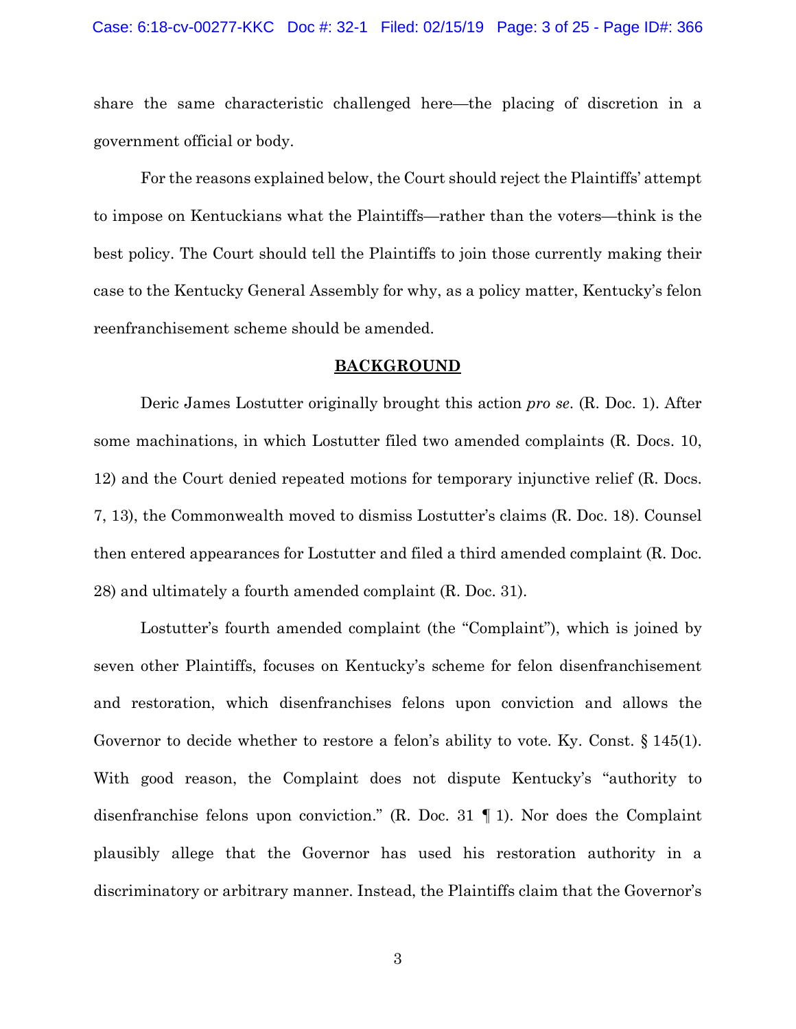share the same characteristic challenged here—the placing of discretion in a government official or body.

For the reasons explained below, the Court should reject the Plaintiffs' attempt to impose on Kentuckians what the Plaintiffs—rather than the voters—think is the best policy. The Court should tell the Plaintiffs to join those currently making their case to the Kentucky General Assembly for why, as a policy matter, Kentucky's felon reenfranchisement scheme should be amended.

## BACKGROUND

Deric James Lostutter originally brought this action *pro se*. (R. Doc. 1). After some machinations, in which Lostutter filed two amended complaints (R. Docs. 10, 12) and the Court denied repeated motions for temporary injunctive relief (R. Docs. 7, 13), the Commonwealth moved to dismiss Lostutter's claims (R. Doc. 18). Counsel then entered appearances for Lostutter and filed a third amended complaint (R. Doc. 28) and ultimately a fourth amended complaint (R. Doc. 31).

Lostutter's fourth amended complaint (the "Complaint"), which is joined by seven other Plaintiffs, focuses on Kentucky's scheme for felon disenfranchisement and restoration, which disenfranchises felons upon conviction and allows the Governor to decide whether to restore a felon's ability to vote. Ky. Const. § 145(1). With good reason, the Complaint does not dispute Kentucky's "authority to disenfranchise felons upon conviction." (R. Doc. 31 ¶ 1). Nor does the Complaint plausibly allege that the Governor has used his restoration authority in a discriminatory or arbitrary manner. Instead, the Plaintiffs claim that the Governor's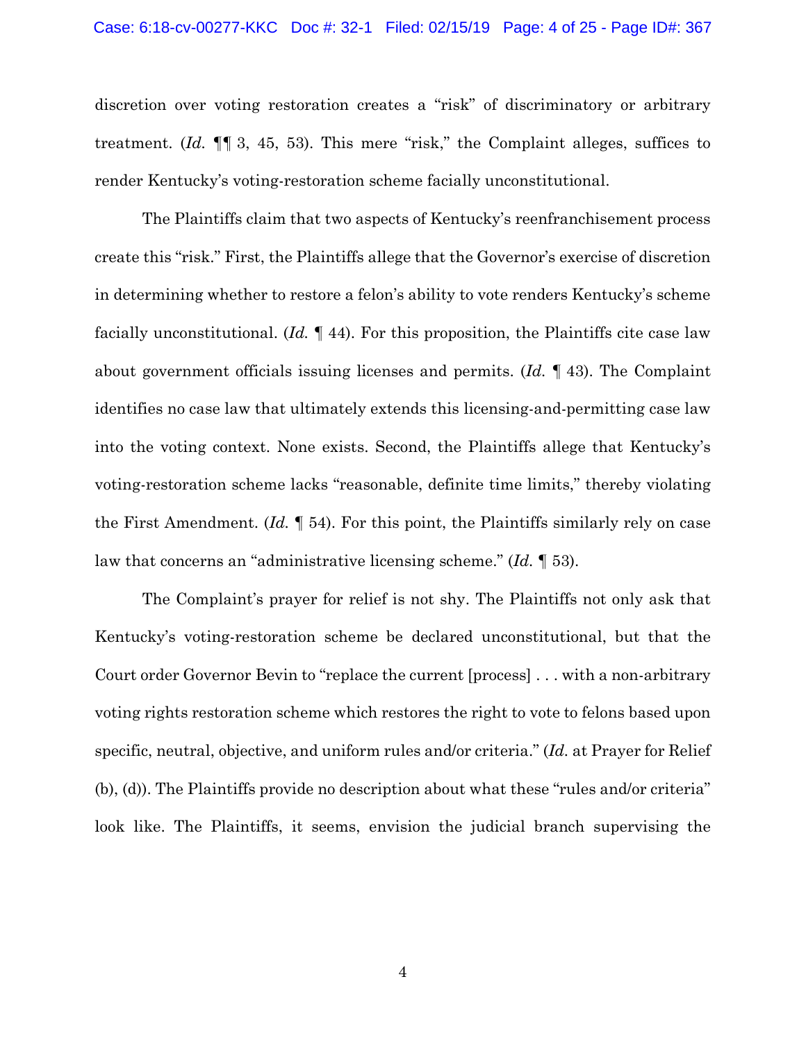discretion over voting restoration creates a "risk" of discriminatory or arbitrary treatment. (*Id.* ¶¶ 3, 45, 53). This mere "risk," the Complaint alleges, suffices to render Kentucky's voting-restoration scheme facially unconstitutional.

The Plaintiffs claim that two aspects of Kentucky's reenfranchisement process create this "risk." First, the Plaintiffs allege that the Governor's exercise of discretion in determining whether to restore a felon's ability to vote renders Kentucky's scheme facially unconstitutional. (*Id.* ¶ 44). For this proposition, the Plaintiffs cite case law about government officials issuing licenses and permits. (*Id.* ¶ 43). The Complaint identifies no case law that ultimately extends this licensing-and-permitting case law into the voting context. None exists. Second, the Plaintiffs allege that Kentucky's voting-restoration scheme lacks "reasonable, definite time limits," thereby violating the First Amendment. (*Id.* ¶ 54). For this point, the Plaintiffs similarly rely on case law that concerns an "administrative licensing scheme." (*Id.* ¶ 53).

The Complaint's prayer for relief is not shy. The Plaintiffs not only ask that Kentucky's voting-restoration scheme be declared unconstitutional, but that the Court order Governor Bevin to "replace the current [process] . . . with a non-arbitrary voting rights restoration scheme which restores the right to vote to felons based upon specific, neutral, objective, and uniform rules and/or criteria." (*Id.* at Prayer for Relief (b), (d)). The Plaintiffs provide no description about what these "rules and/or criteria" look like. The Plaintiffs, it seems, envision the judicial branch supervising the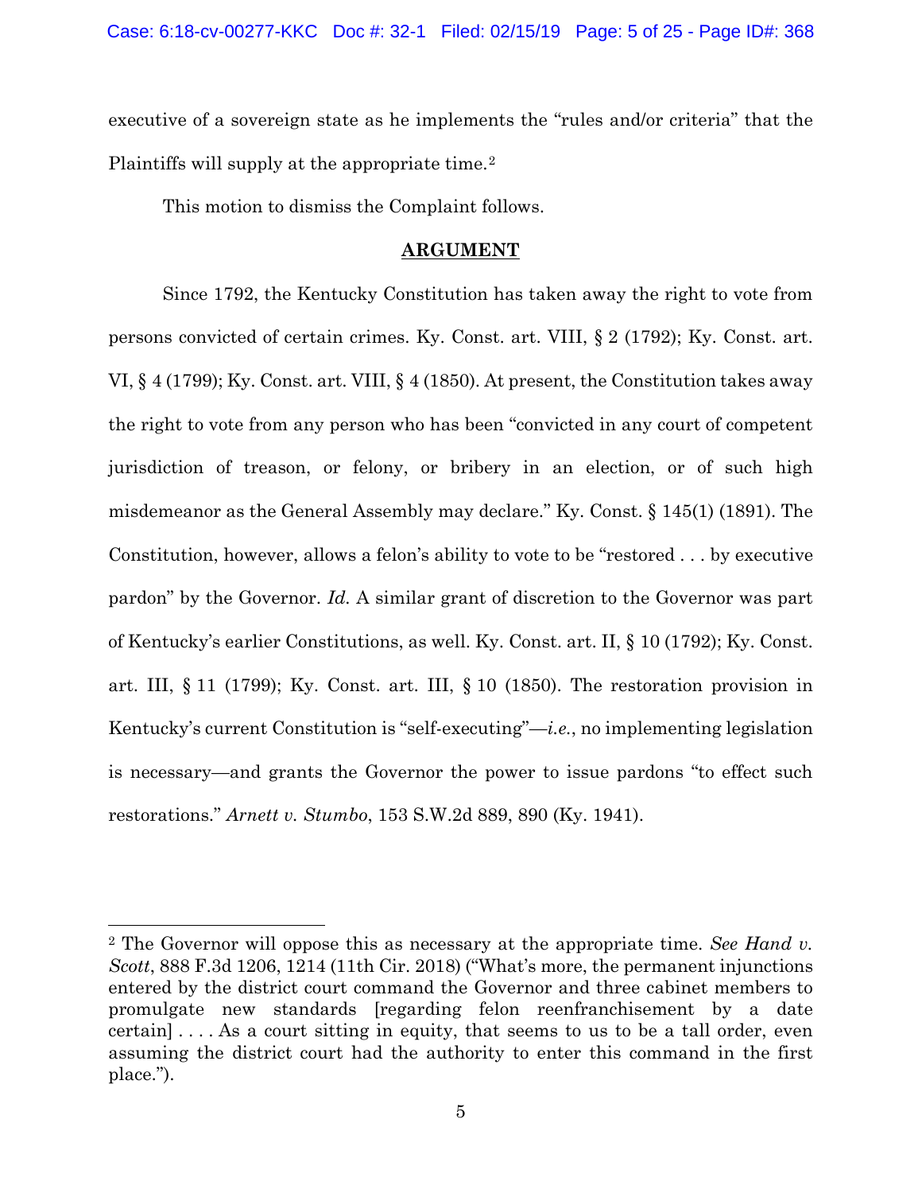executive of a sovereign state as he implements the "rules and/or criteria" that the Plaintiffs will supply at the appropriate time.[2]

This motion to dismiss the Complaint follows.

## ARGUMENT

Since 1792, the Kentucky Constitution has taken away the right to vote from persons convicted of certain crimes. Ky. Const. art. VIII, § 2 (1792); Ky. Const. art. VI, § 4 (1799); Ky. Const. art. VIII, § 4 (1850). At present, the Constitution takes away the right to vote from any person who has been "convicted in any court of competent jurisdiction of treason, or felony, or bribery in an election, or of such high misdemeanor as the General Assembly may declare." Ky. Const. § 145(1) (1891). The Constitution, however, allows a felon's ability to vote to be "restored . . . by executive pardon" by the Governor. *Id.* A similar grant of discretion to the Governor was part of Kentucky's earlier Constitutions, as well. Ky. Const. art. II, § 10 (1792); Ky. Const. art. III, § 11 (1799); Ky. Const. art. III, § 10 (1850). The restoration provision in Kentucky's current Constitution is "self-executing"—*i.e.*, no implementing legislation is necessary—and grants the Governor the power to issue pardons "to effect such restorations." *Arnett v. Stumbo*, 153 S.W.2d 889, 890 (Ky. 1941).

---

[2] The Governor will oppose this as necessary at the appropriate time. *See Hand v. Scott*, 888 F.3d 1206, 1214 (11th Cir. 2018) ("What's more, the permanent injunctions entered by the district court command the Governor and three cabinet members to promulgate new standards [regarding felon reenfranchisement by a date certain] . . . . As a court sitting in equity, that seems to us to be a tall order, even assuming the district court had the authority to enter this command in the first place.").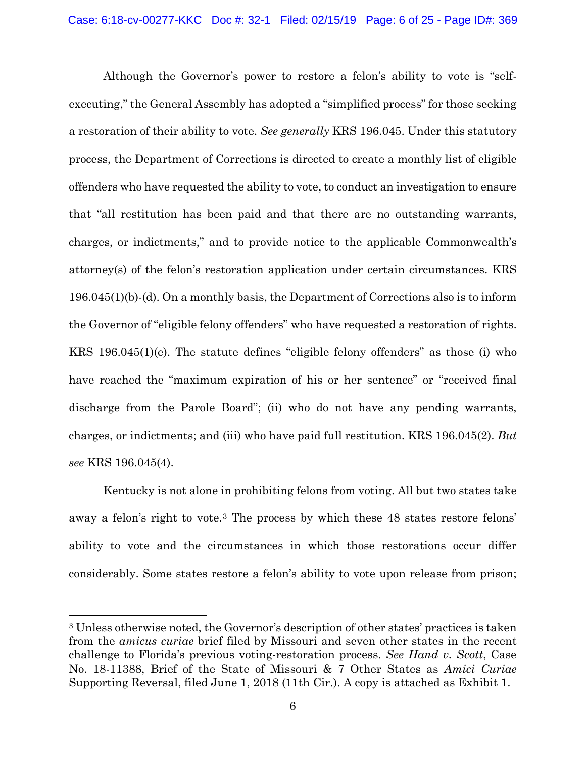Although the Governor's power to restore a felon's ability to vote is "self-executing," the General Assembly has adopted a "simplified process" for those seeking a restoration of their ability to vote. *See generally* KRS 196.045. Under this statutory process, the Department of Corrections is directed to create a monthly list of eligible offenders who have requested the ability to vote, to conduct an investigation to ensure that "all restitution has been paid and that there are no outstanding warrants, charges, or indictments," and to provide notice to the applicable Commonwealth's attorney(s) of the felon's restoration application under certain circumstances. KRS 196.045(1)(b)-(d). On a monthly basis, the Department of Corrections also is to inform the Governor of "eligible felony offenders" who have requested a restoration of rights. KRS 196.045(1)(e). The statute defines "eligible felony offenders" as those (i) who have reached the "maximum expiration of his or her sentence" or "received final discharge from the Parole Board"; (ii) who do not have any pending warrants, charges, or indictments; and (iii) who have paid full restitution. KRS 196.045(2). *But see* KRS 196.045(4).

Kentucky is not alone in prohibiting felons from voting. All but two states take away a felon's right to vote.[3] The process by which these 48 states restore felons' ability to vote and the circumstances in which those restorations occur differ considerably. Some states restore a felon's ability to vote upon release from prison;

---

[3] Unless otherwise noted, the Governor's description of other states' practices is taken from the *amicus curiae* brief filed by Missouri and seven other states in the recent challenge to Florida's previous voting-restoration process. *See Hand v. Scott*, Case No. 18-11388, Brief of the State of Missouri & 7 Other States as *Amici Curiae* Supporting Reversal, filed June 1, 2018 (11th Cir.). A copy is attached as Exhibit 1.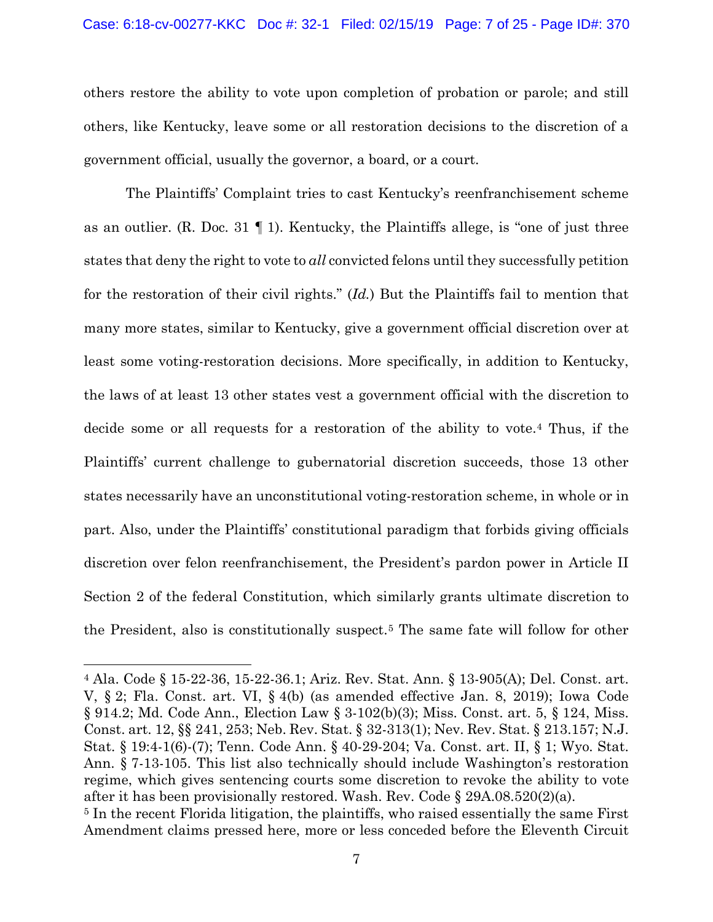others restore the ability to vote upon completion of probation or parole; and still others, like Kentucky, leave some or all restoration decisions to the discretion of a government official, usually the governor, a board, or a court.

The Plaintiffs' Complaint tries to cast Kentucky's reenfranchisement scheme as an outlier. (R. Doc. 31 ¶ 1). Kentucky, the Plaintiffs allege, is "one of just three states that deny the right to vote to *all* convicted felons until they successfully petition for the restoration of their civil rights." (*Id.*) But the Plaintiffs fail to mention that many more states, similar to Kentucky, give a government official discretion over at least some voting-restoration decisions. More specifically, in addition to Kentucky, the laws of at least 13 other states vest a government official with the discretion to decide some or all requests for a restoration of the ability to vote.[4] Thus, if the Plaintiffs' current challenge to gubernatorial discretion succeeds, those 13 other states necessarily have an unconstitutional voting-restoration scheme, in whole or in part. Also, under the Plaintiffs' constitutional paradigm that forbids giving officials discretion over felon reenfranchisement, the President's pardon power in Article II Section 2 of the federal Constitution, which similarly grants ultimate discretion to the President, also is constitutionally suspect.[5] The same fate will follow for other

---

[4] Ala. Code § 15-22-36, 15-22-36.1; Ariz. Rev. Stat. Ann. § 13-905(A); Del. Const. art. V, § 2; Fla. Const. art. VI, § 4(b) (as amended effective Jan. 8, 2019); Iowa Code § 914.2; Md. Code Ann., Election Law § 3-102(b)(3); Miss. Const. art. 5, § 124, Miss. Const. art. 12, §§ 241, 253; Neb. Rev. Stat. § 32-313(1); Nev. Rev. Stat. § 213.157; N.J. Stat. § 19:4-1(6)-(7); Tenn. Code Ann. § 40-29-204; Va. Const. art. II, § 1; Wyo. Stat. Ann. § 7-13-105. This list also technically should include Washington's restoration regime, which gives sentencing courts some discretion to revoke the ability to vote after it has been provisionally restored. Wash. Rev. Code § 29A.08.520(2)(a).

[5] In the recent Florida litigation, the plaintiffs, who raised essentially the same First Amendment claims pressed here, more or less conceded before the Eleventh Circuit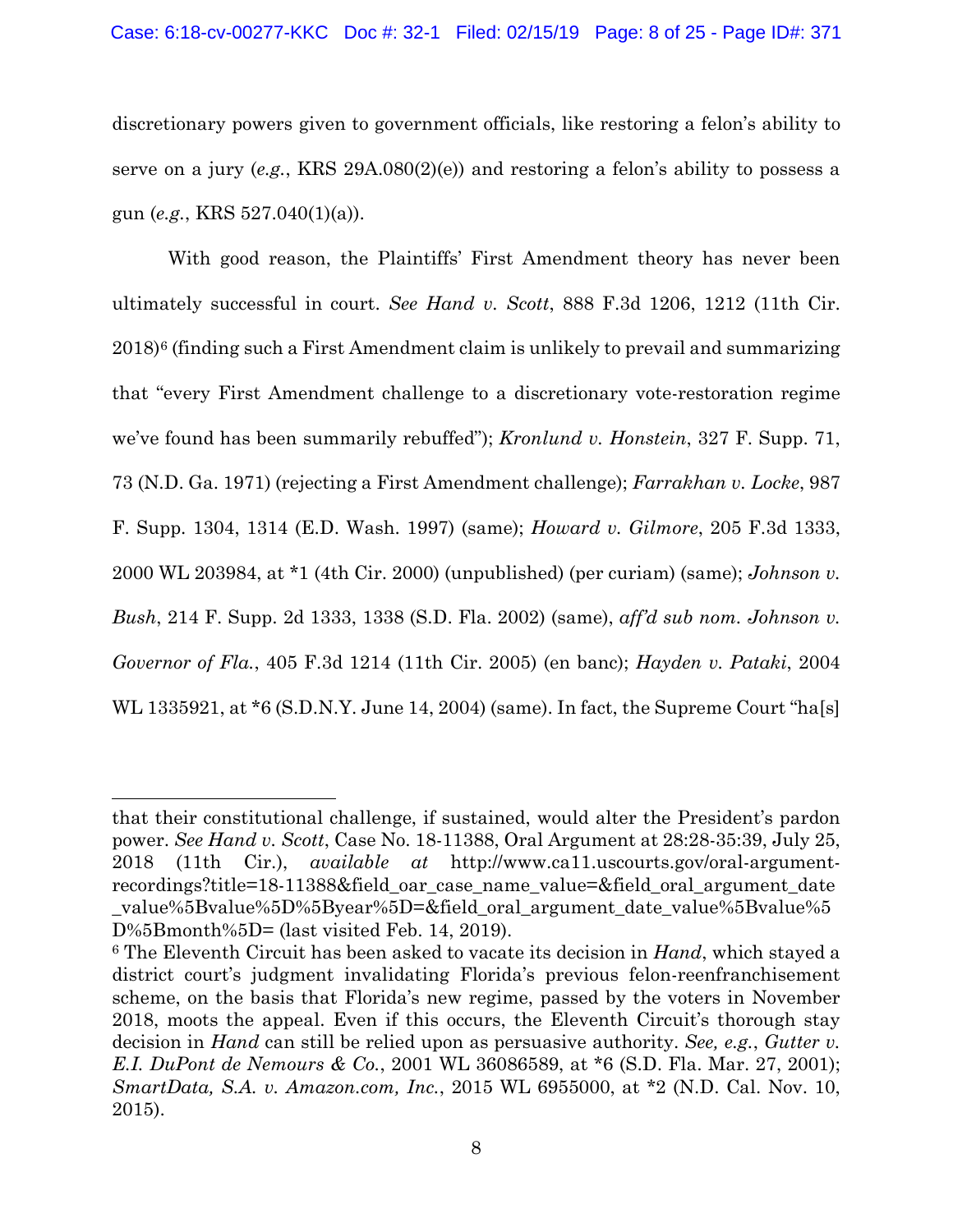discretionary powers given to government officials, like restoring a felon's ability to serve on a jury (*e.g.*, KRS 29A.080(2)(e)) and restoring a felon's ability to possess a gun (*e.g.*, KRS 527.040(1)(a)).

With good reason, the Plaintiffs' First Amendment theory has never been ultimately successful in court. *See Hand v. Scott*, 888 F.3d 1206, 1212 (11th Cir. 2018)[6] (finding such a First Amendment claim is unlikely to prevail and summarizing that "every First Amendment challenge to a discretionary vote-restoration regime we've found has been summarily rebuffed"); *Kronlund v. Honstein*, 327 F. Supp. 71, 73 (N.D. Ga. 1971) (rejecting a First Amendment challenge); *Farrakhan v. Locke*, 987 F. Supp. 1304, 1314 (E.D. Wash. 1997) (same); *Howard v. Gilmore*, 205 F.3d 1333, 2000 WL 203984, at *1 (4th Cir. 2000) (unpublished) (per curiam) (same); *Johnson v. Bush*, 214 F. Supp. 2d 1333, 1338 (S.D. Fla. 2002) (same), *aff'd sub nom. Johnson v. Governor of Fla.*, 405 F.3d 1214 (11th Cir. 2005) (en banc); *Hayden v. Pataki*, 2004 WL 1335921, at *6 (S.D.N.Y. June 14, 2004) (same). In fact, the Supreme Court "ha[s]

---

that their constitutional challenge, if sustained, would alter the President's pardon power. *See Hand v. Scott*, Case No. 18-11388, Oral Argument at 28:28-35:39, July 25, 2018 (11th Cir.), *available at* http://www.ca11.uscourts.gov/oral-argument-recordings?title=18-11388&field_oar_case_name_value=&field_oral_argument_date_value%5Bvalue%5D%5Byear%5D=&field_oral_argument_date_value%5Bvalue%5D%5Bmonth%5D= (last visited Feb. 14, 2019).

[6] The Eleventh Circuit has been asked to vacate its decision in *Hand*, which stayed a district court's judgment invalidating Florida's previous felon-reenfranchisement scheme, on the basis that Florida's new regime, passed by the voters in November 2018, moots the appeal. Even if this occurs, the Eleventh Circuit's thorough stay decision in *Hand* can still be relied upon as persuasive authority. *See, e.g.*, *Gutter v. E.I. DuPont de Nemours & Co.*, 2001 WL 36086589, at *6 (S.D. Fla. Mar. 27, 2001); *SmartData, S.A. v. Amazon.com, Inc.*, 2015 WL 6955000, at *2 (N.D. Cal. Nov. 10, 2015).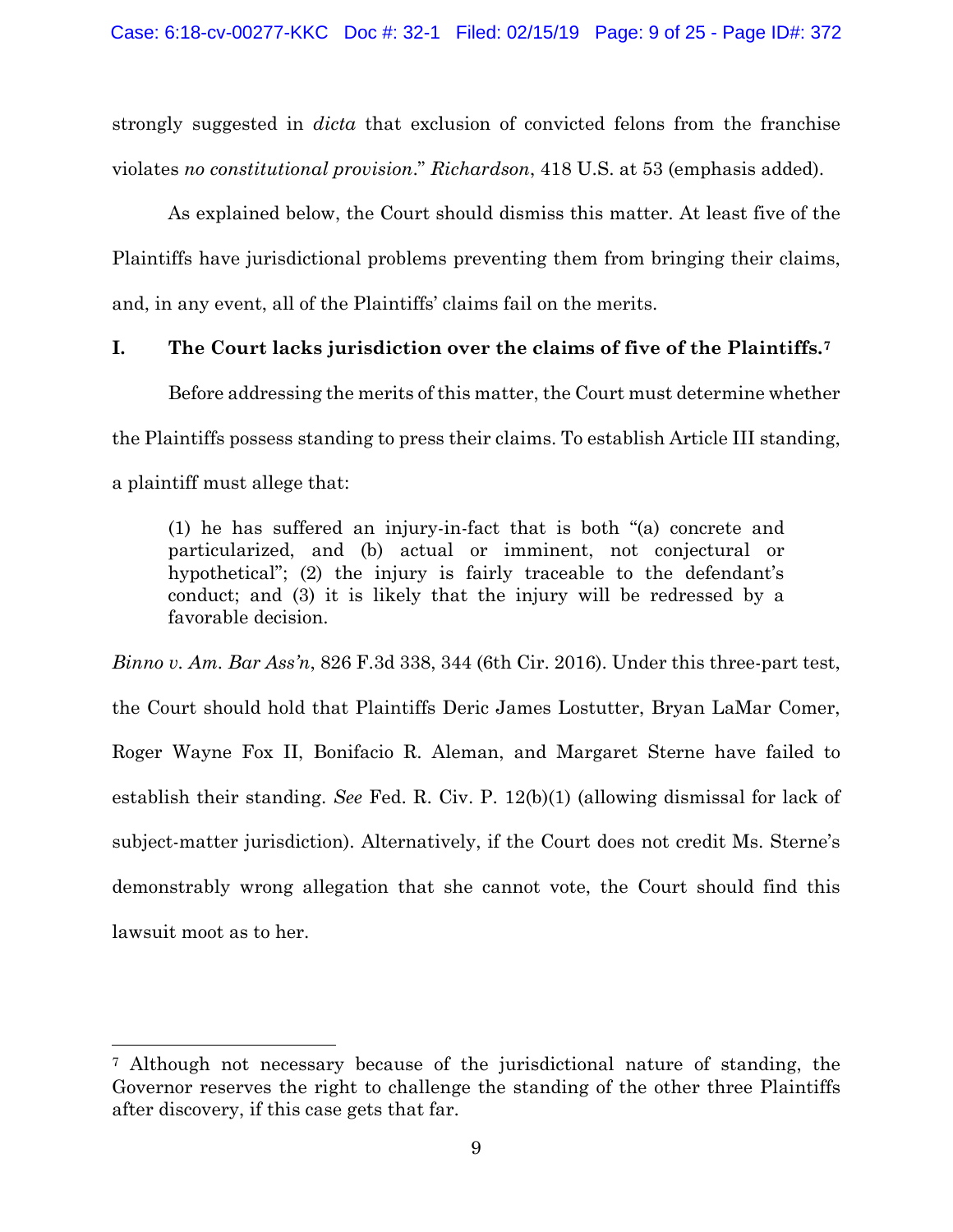strongly suggested in *dicta* that exclusion of convicted felons from the franchise violates *no constitutional provision*." *Richardson*, 418 U.S. at 53 (emphasis added).

As explained below, the Court should dismiss this matter. At least five of the Plaintiffs have jurisdictional problems preventing them from bringing their claims, and, in any event, all of the Plaintiffs' claims fail on the merits.

## I. The Court lacks jurisdiction over the claims of five of the Plaintiffs.[7]

Before addressing the merits of this matter, the Court must determine whether the Plaintiffs possess standing to press their claims. To establish Article III standing, a plaintiff must allege that:

> (1) he has suffered an injury-in-fact that is both "(a) concrete and particularized, and (b) actual or imminent, not conjectural or hypothetical"; (2) the injury is fairly traceable to the defendant's conduct; and (3) it is likely that the injury will be redressed by a favorable decision.

*Binno v. Am. Bar Ass'n*, 826 F.3d 338, 344 (6th Cir. 2016). Under this three-part test, the Court should hold that Plaintiffs Deric James Lostutter, Bryan LaMar Comer, Roger Wayne Fox II, Bonifacio R. Aleman, and Margaret Sterne have failed to establish their standing. *See* Fed. R. Civ. P. 12(b)(1) (allowing dismissal for lack of subject-matter jurisdiction). Alternatively, if the Court does not credit Ms. Sterne's demonstrably wrong allegation that she cannot vote, the Court should find this lawsuit moot as to her.

---

[7] Although not necessary because of the jurisdictional nature of standing, the Governor reserves the right to challenge the standing of the other three Plaintiffs after discovery, if this case gets that far.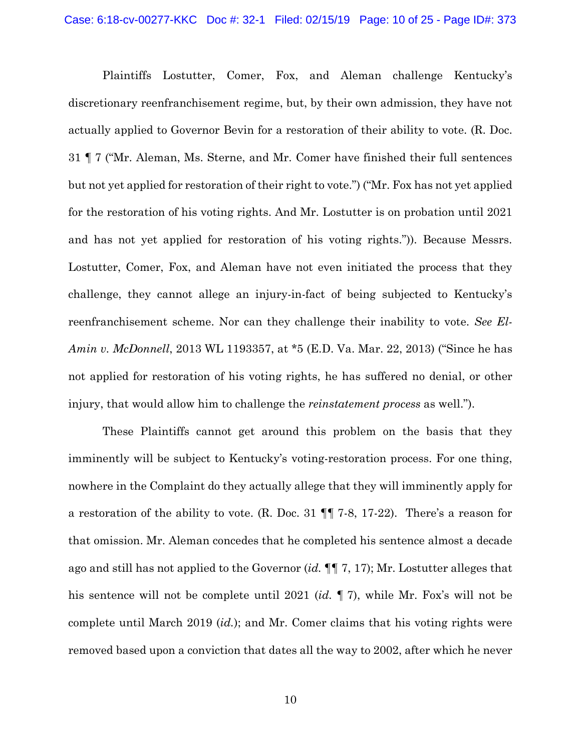Plaintiffs Lostutter, Comer, Fox, and Aleman challenge Kentucky's discretionary reenfranchisement regime, but, by their own admission, they have not actually applied to Governor Bevin for a restoration of their ability to vote. (R. Doc. 31 ¶ 7 ("Mr. Aleman, Ms. Sterne, and Mr. Comer have finished their full sentences but not yet applied for restoration of their right to vote.") ("Mr. Fox has not yet applied for the restoration of his voting rights. And Mr. Lostutter is on probation until 2021 and has not yet applied for restoration of his voting rights.")). Because Messrs. Lostutter, Comer, Fox, and Aleman have not even initiated the process that they challenge, they cannot allege an injury-in-fact of being subjected to Kentucky's reenfranchisement scheme. Nor can they challenge their inability to vote. *See El-Amin v. McDonnell*, 2013 WL 1193357, at *5 (E.D. Va. Mar. 22, 2013) ("Since he has not applied for restoration of his voting rights, he has suffered no denial, or other injury, that would allow him to challenge the *reinstatement process* as well.").

These Plaintiffs cannot get around this problem on the basis that they imminently will be subject to Kentucky's voting-restoration process. For one thing, nowhere in the Complaint do they actually allege that they will imminently apply for a restoration of the ability to vote. (R. Doc. 31 ¶¶ 7-8, 17-22). There's a reason for that omission. Mr. Aleman concedes that he completed his sentence almost a decade ago and still has not applied to the Governor (*id.* ¶¶ 7, 17); Mr. Lostutter alleges that his sentence will not be complete until 2021 (*id.* ¶ 7), while Mr. Fox's will not be complete until March 2019 (*id.*); and Mr. Comer claims that his voting rights were removed based upon a conviction that dates all the way to 2002, after which he never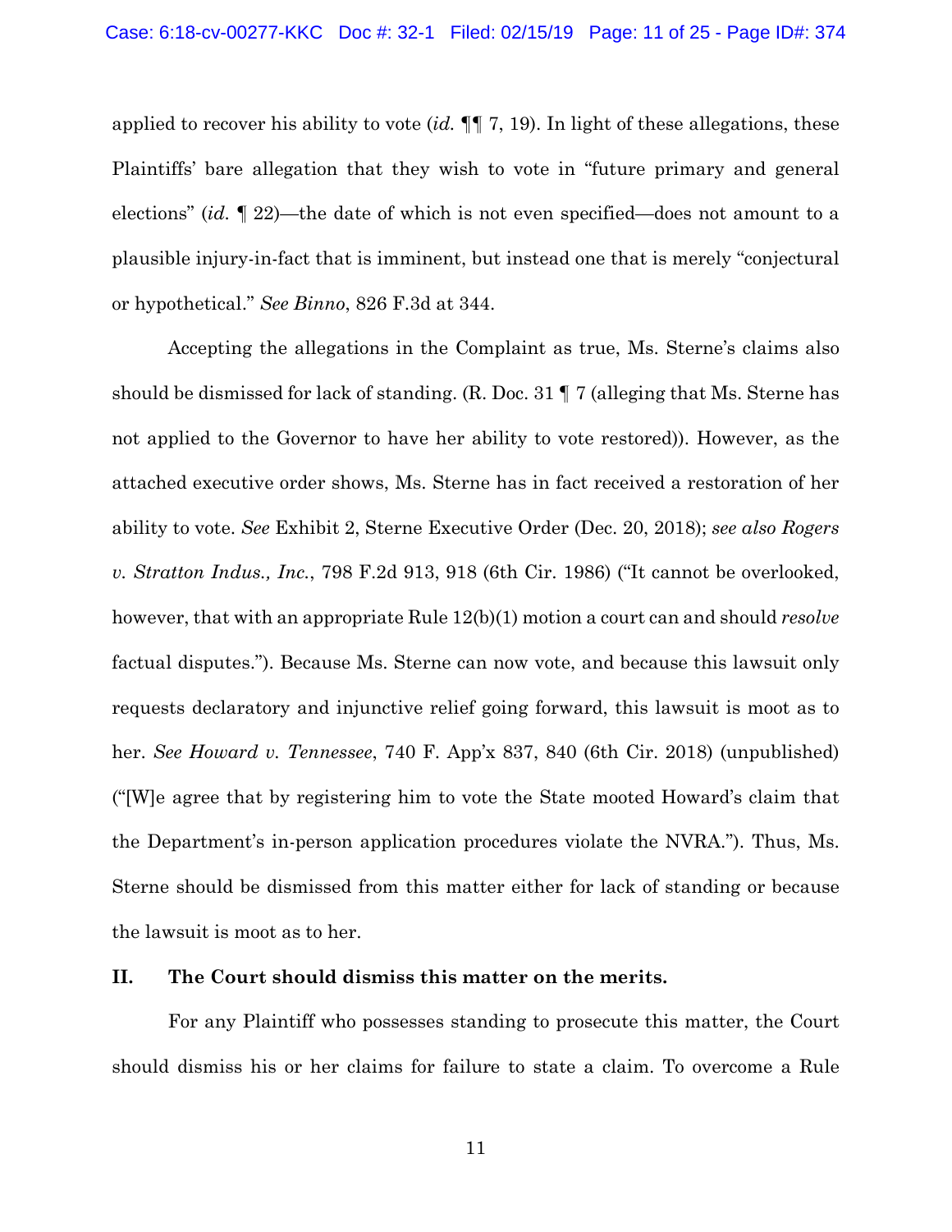applied to recover his ability to vote (*id.* ¶¶ 7, 19). In light of these allegations, these Plaintiffs' bare allegation that they wish to vote in "future primary and general elections" (*id.* ¶ 22)—the date of which is not even specified—does not amount to a plausible injury-in-fact that is imminent, but instead one that is merely "conjectural or hypothetical." *See Binno*, 826 F.3d at 344.

Accepting the allegations in the Complaint as true, Ms. Sterne's claims also should be dismissed for lack of standing. (R. Doc. 31 ¶ 7 (alleging that Ms. Sterne has not applied to the Governor to have her ability to vote restored)). However, as the attached executive order shows, Ms. Sterne has in fact received a restoration of her ability to vote. *See* Exhibit 2, Sterne Executive Order (Dec. 20, 2018); *see also Rogers v. Stratton Indus., Inc.*, 798 F.2d 913, 918 (6th Cir. 1986) ("It cannot be overlooked, however, that with an appropriate Rule 12(b)(1) motion a court can and should *resolve* factual disputes."). Because Ms. Sterne can now vote, and because this lawsuit only requests declaratory and injunctive relief going forward, this lawsuit is moot as to her. *See Howard v. Tennessee*, 740 F. App'x 837, 840 (6th Cir. 2018) (unpublished) ("[W]e agree that by registering him to vote the State mooted Howard's claim that the Department's in-person application procedures violate the NVRA."). Thus, Ms. Sterne should be dismissed from this matter either for lack of standing or because the lawsuit is moot as to her.

## II. The Court should dismiss this matter on the merits.

For any Plaintiff who possesses standing to prosecute this matter, the Court should dismiss his or her claims for failure to state a claim. To overcome a Rule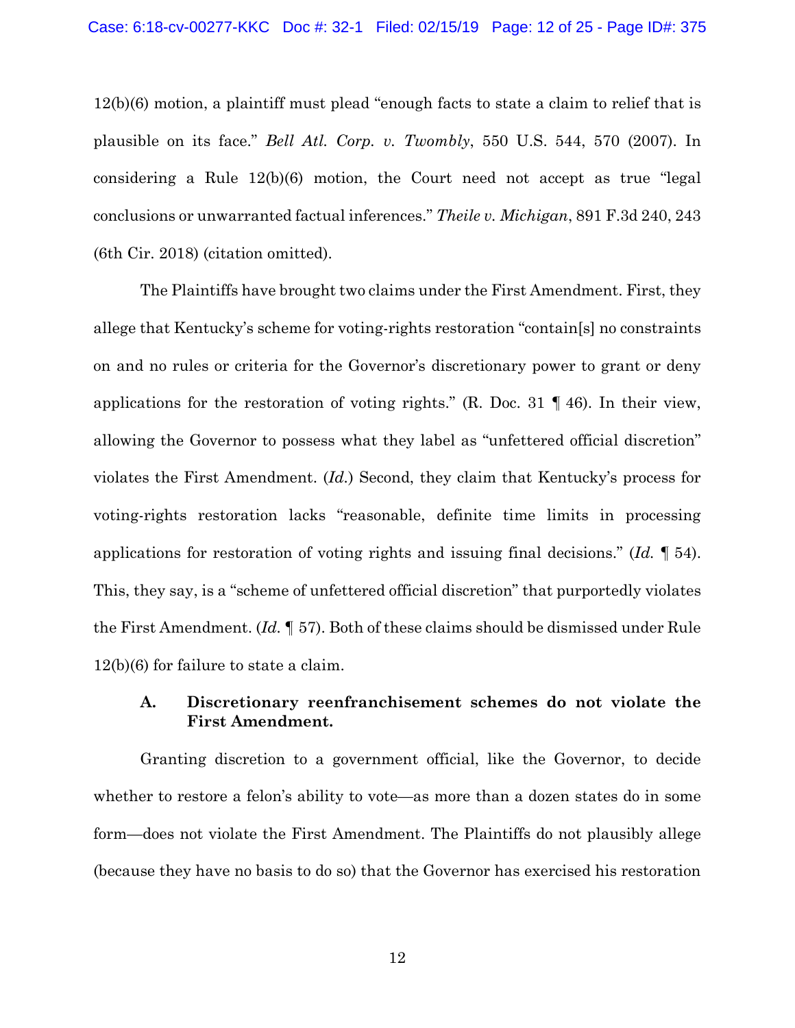12(b)(6) motion, a plaintiff must plead "enough facts to state a claim to relief that is plausible on its face." *Bell Atl. Corp. v. Twombly*, 550 U.S. 544, 570 (2007). In considering a Rule 12(b)(6) motion, the Court need not accept as true "legal conclusions or unwarranted factual inferences." *Theile v. Michigan*, 891 F.3d 240, 243 (6th Cir. 2018) (citation omitted).

The Plaintiffs have brought two claims under the First Amendment. First, they allege that Kentucky's scheme for voting-rights restoration "contain[s] no constraints on and no rules or criteria for the Governor's discretionary power to grant or deny applications for the restoration of voting rights." (R. Doc. 31 ¶ 46). In their view, allowing the Governor to possess what they label as "unfettered official discretion" violates the First Amendment. (*Id.*) Second, they claim that Kentucky's process for voting-rights restoration lacks "reasonable, definite time limits in processing applications for restoration of voting rights and issuing final decisions." (*Id.* ¶ 54). This, they say, is a "scheme of unfettered official discretion" that purportedly violates the First Amendment. (*Id.* ¶ 57). Both of these claims should be dismissed under Rule 12(b)(6) for failure to state a claim.

### A. Discretionary reenfranchisement schemes do not violate the First Amendment.

Granting discretion to a government official, like the Governor, to decide whether to restore a felon's ability to vote—as more than a dozen states do in some form—does not violate the First Amendment. The Plaintiffs do not plausibly allege (because they have no basis to do so) that the Governor has exercised his restoration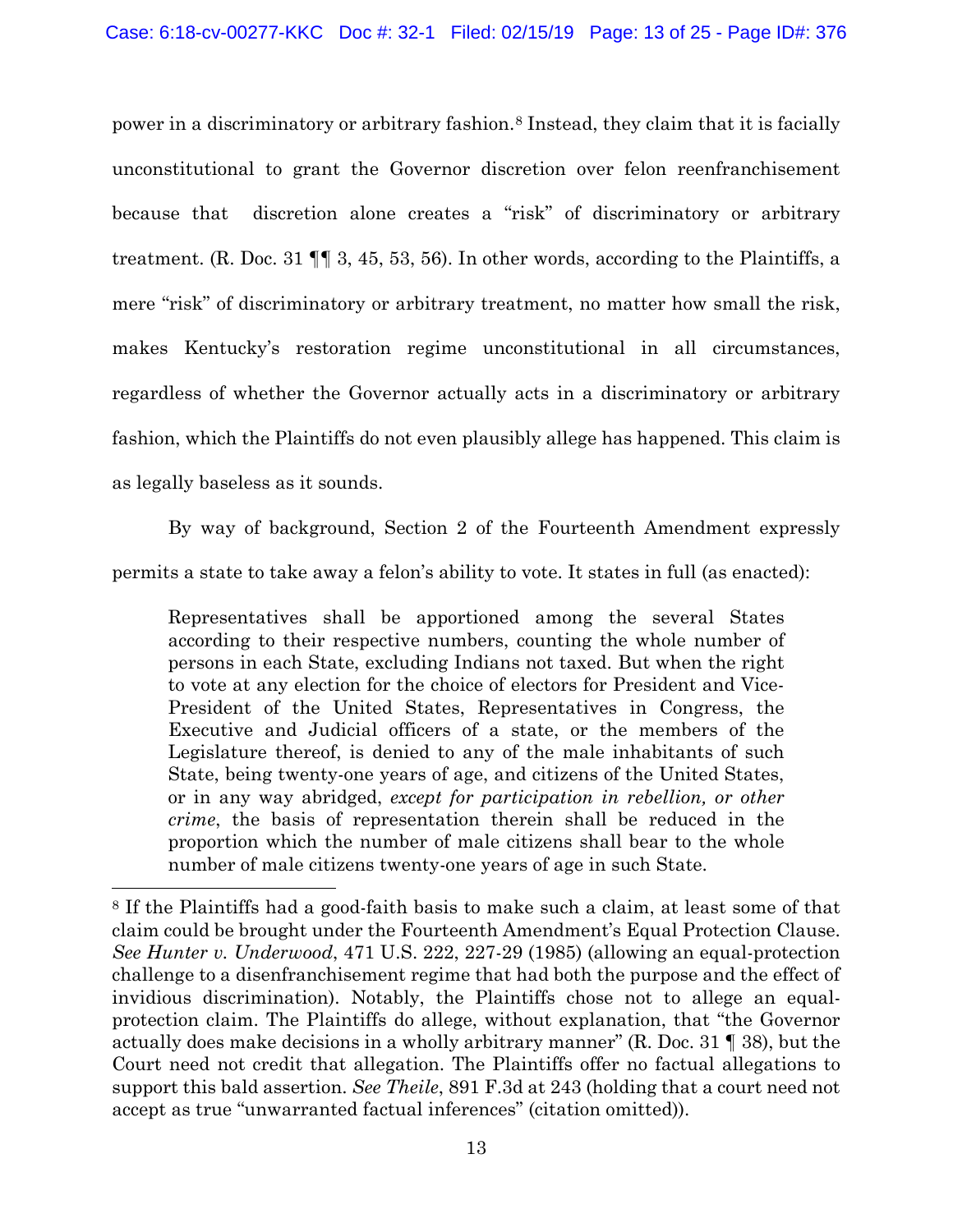power in a discriminatory or arbitrary fashion.[8] Instead, they claim that it is facially unconstitutional to grant the Governor discretion over felon reenfranchisement because that discretion alone creates a "risk" of discriminatory or arbitrary treatment. (R. Doc. 31 ¶¶ 3, 45, 53, 56). In other words, according to the Plaintiffs, a mere "risk" of discriminatory or arbitrary treatment, no matter how small the risk, makes Kentucky's restoration regime unconstitutional in all circumstances, regardless of whether the Governor actually acts in a discriminatory or arbitrary fashion, which the Plaintiffs do not even plausibly allege has happened. This claim is as legally baseless as it sounds.

By way of background, Section 2 of the Fourteenth Amendment expressly permits a state to take away a felon's ability to vote. It states in full (as enacted):

> Representatives shall be apportioned among the several States according to their respective numbers, counting the whole number of persons in each State, excluding Indians not taxed. But when the right to vote at any election for the choice of electors for President and Vice-President of the United States, Representatives in Congress, the Executive and Judicial officers of a state, or the members of the Legislature thereof, is denied to any of the male inhabitants of such State, being twenty-one years of age, and citizens of the United States, or in any way abridged, *except for participation in rebellion, or other crime*, the basis of representation therein shall be reduced in the proportion which the number of male citizens shall bear to the whole number of male citizens twenty-one years of age in such State.

---

[8] If the Plaintiffs had a good-faith basis to make such a claim, at least some of that claim could be brought under the Fourteenth Amendment's Equal Protection Clause. *See Hunter v. Underwood*, 471 U.S. 222, 227-29 (1985) (allowing an equal-protection challenge to a disenfranchisement regime that had both the purpose and the effect of invidious discrimination). Notably, the Plaintiffs chose not to allege an equal-protection claim. The Plaintiffs do allege, without explanation, that "the Governor actually does make decisions in a wholly arbitrary manner" (R. Doc. 31 ¶ 38), but the Court need not credit that allegation. The Plaintiffs offer no factual allegations to support this bald assertion. *See Theile*, 891 F.3d at 243 (holding that a court need not accept as true "unwarranted factual inferences" (citation omitted)).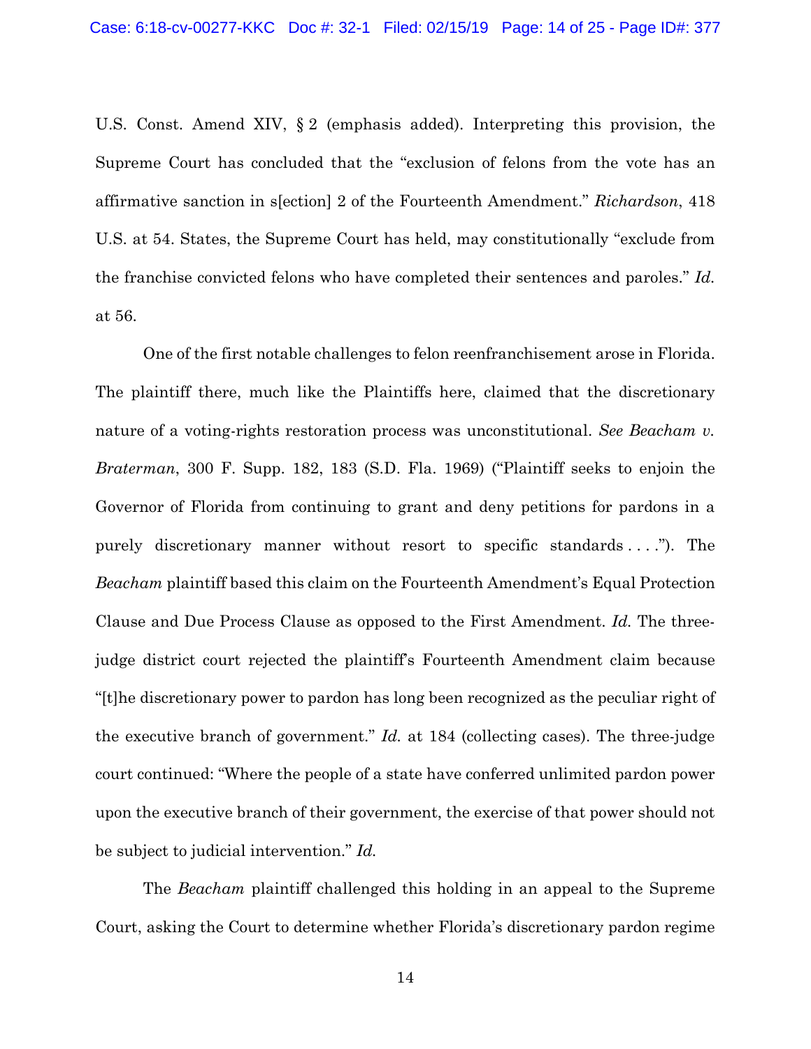U.S. Const. Amend XIV, § 2 (emphasis added). Interpreting this provision, the Supreme Court has concluded that the "exclusion of felons from the vote has an affirmative sanction in s[ection] 2 of the Fourteenth Amendment." *Richardson*, 418 U.S. at 54. States, the Supreme Court has held, may constitutionally "exclude from the franchise convicted felons who have completed their sentences and paroles." *Id.* at 56.

One of the first notable challenges to felon reenfranchisement arose in Florida. The plaintiff there, much like the Plaintiffs here, claimed that the discretionary nature of a voting-rights restoration process was unconstitutional. *See Beacham v. Braterman*, 300 F. Supp. 182, 183 (S.D. Fla. 1969) ("Plaintiff seeks to enjoin the Governor of Florida from continuing to grant and deny petitions for pardons in a purely discretionary manner without resort to specific standards . . . ."). The *Beacham* plaintiff based this claim on the Fourteenth Amendment's Equal Protection Clause and Due Process Clause as opposed to the First Amendment. *Id.* The three-judge district court rejected the plaintiff's Fourteenth Amendment claim because "[t]he discretionary power to pardon has long been recognized as the peculiar right of the executive branch of government." *Id.* at 184 (collecting cases). The three-judge court continued: "Where the people of a state have conferred unlimited pardon power upon the executive branch of their government, the exercise of that power should not be subject to judicial intervention." *Id.*

The *Beacham* plaintiff challenged this holding in an appeal to the Supreme Court, asking the Court to determine whether Florida's discretionary pardon regime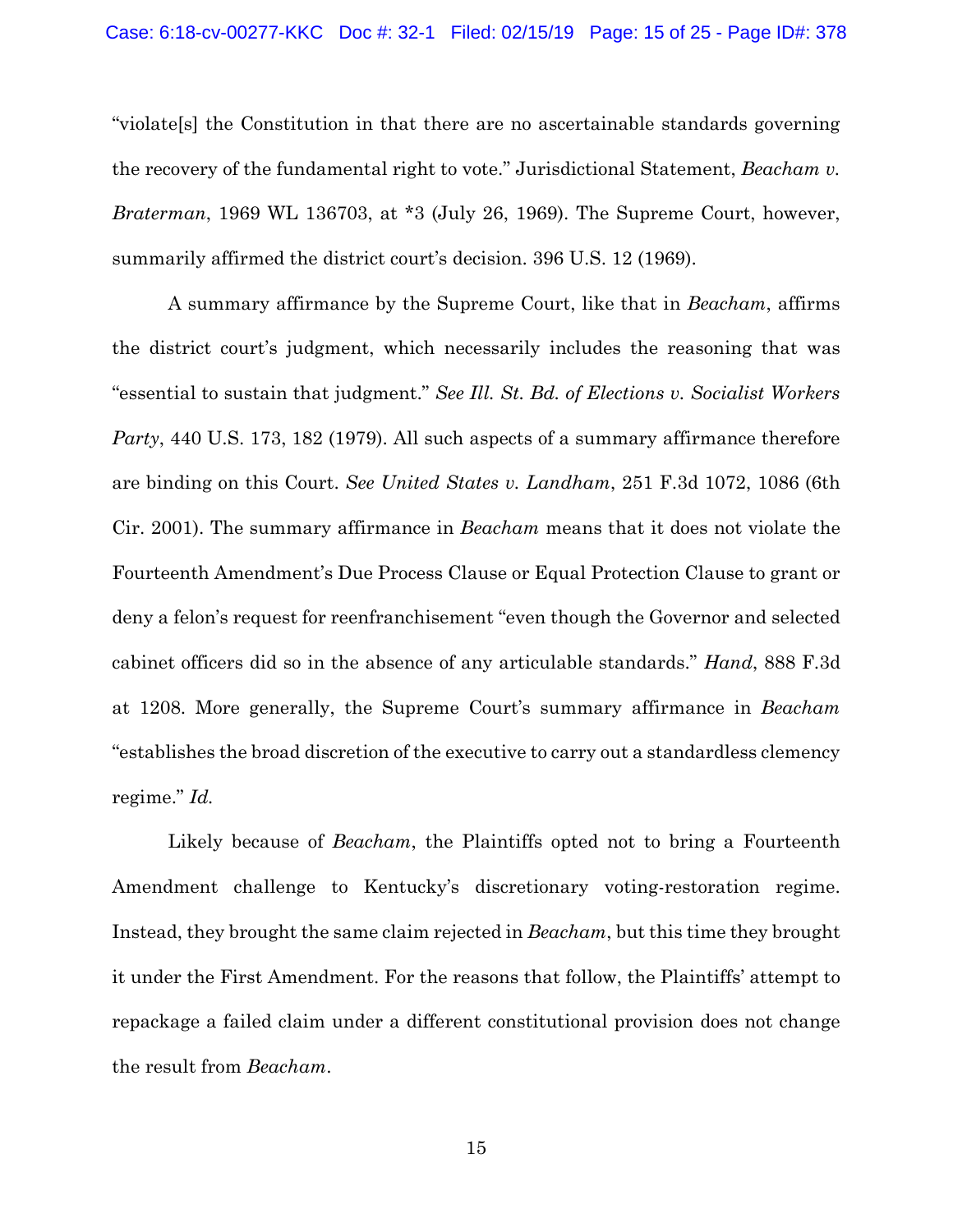"violate[s] the Constitution in that there are no ascertainable standards governing the recovery of the fundamental right to vote." Jurisdictional Statement, *Beacham v. Braterman*, 1969 WL 136703, at *3 (July 26, 1969). The Supreme Court, however, summarily affirmed the district court's decision. 396 U.S. 12 (1969).

A summary affirmance by the Supreme Court, like that in *Beacham*, affirms the district court's judgment, which necessarily includes the reasoning that was "essential to sustain that judgment." *See Ill. St. Bd. of Elections v. Socialist Workers Party*, 440 U.S. 173, 182 (1979). All such aspects of a summary affirmance therefore are binding on this Court. *See United States v. Landham*, 251 F.3d 1072, 1086 (6th Cir. 2001). The summary affirmance in *Beacham* means that it does not violate the Fourteenth Amendment's Due Process Clause or Equal Protection Clause to grant or deny a felon's request for reenfranchisement "even though the Governor and selected cabinet officers did so in the absence of any articulable standards." *Hand*, 888 F.3d at 1208. More generally, the Supreme Court's summary affirmance in *Beacham* "establishes the broad discretion of the executive to carry out a standardless clemency regime." *Id.*

Likely because of *Beacham*, the Plaintiffs opted not to bring a Fourteenth Amendment challenge to Kentucky's discretionary voting-restoration regime. Instead, they brought the same claim rejected in *Beacham*, but this time they brought it under the First Amendment. For the reasons that follow, the Plaintiffs' attempt to repackage a failed claim under a different constitutional provision does not change the result from *Beacham*.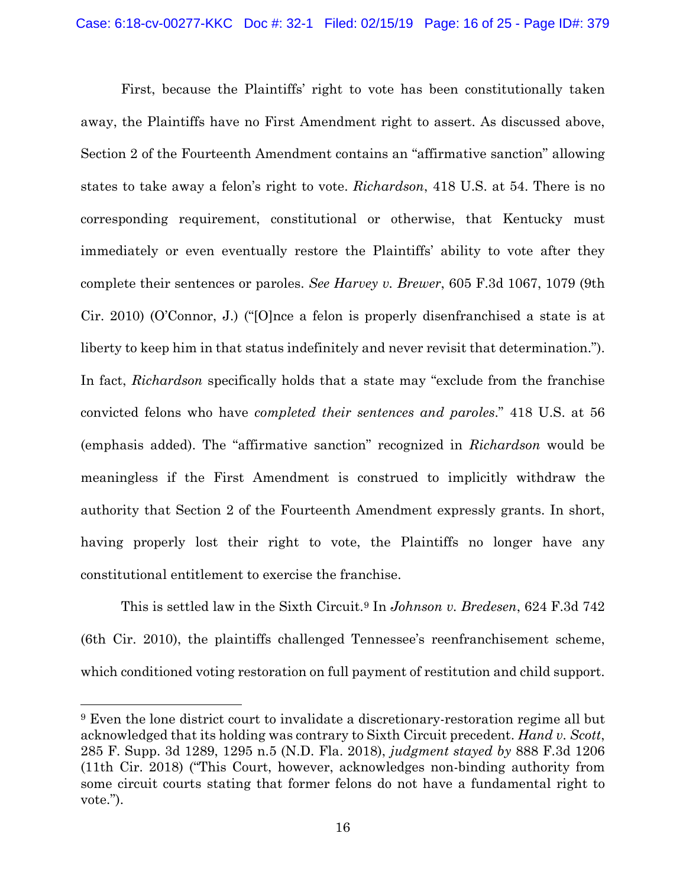First, because the Plaintiffs' right to vote has been constitutionally taken away, the Plaintiffs have no First Amendment right to assert. As discussed above, Section 2 of the Fourteenth Amendment contains an "affirmative sanction" allowing states to take away a felon's right to vote. *Richardson*, 418 U.S. at 54. There is no corresponding requirement, constitutional or otherwise, that Kentucky must immediately or even eventually restore the Plaintiffs' ability to vote after they complete their sentences or paroles. *See Harvey v. Brewer*, 605 F.3d 1067, 1079 (9th Cir. 2010) (O'Connor, J.) ("[O]nce a felon is properly disenfranchised a state is at liberty to keep him in that status indefinitely and never revisit that determination."). In fact, *Richardson* specifically holds that a state may "exclude from the franchise convicted felons who have *completed their sentences and paroles*." 418 U.S. at 56 (emphasis added). The "affirmative sanction" recognized in *Richardson* would be meaningless if the First Amendment is construed to implicitly withdraw the authority that Section 2 of the Fourteenth Amendment expressly grants. In short, having properly lost their right to vote, the Plaintiffs no longer have any constitutional entitlement to exercise the franchise.

This is settled law in the Sixth Circuit.[9] In *Johnson v. Bredesen*, 624 F.3d 742 (6th Cir. 2010), the plaintiffs challenged Tennessee's reenfranchisement scheme, which conditioned voting restoration on full payment of restitution and child support.

---

[9] Even the lone district court to invalidate a discretionary-restoration regime all but acknowledged that its holding was contrary to Sixth Circuit precedent. *Hand v. Scott*, 285 F. Supp. 3d 1289, 1295 n.5 (N.D. Fla. 2018), *judgment stayed by* 888 F.3d 1206 (11th Cir. 2018) ("This Court, however, acknowledges non-binding authority from some circuit courts stating that former felons do not have a fundamental right to vote.").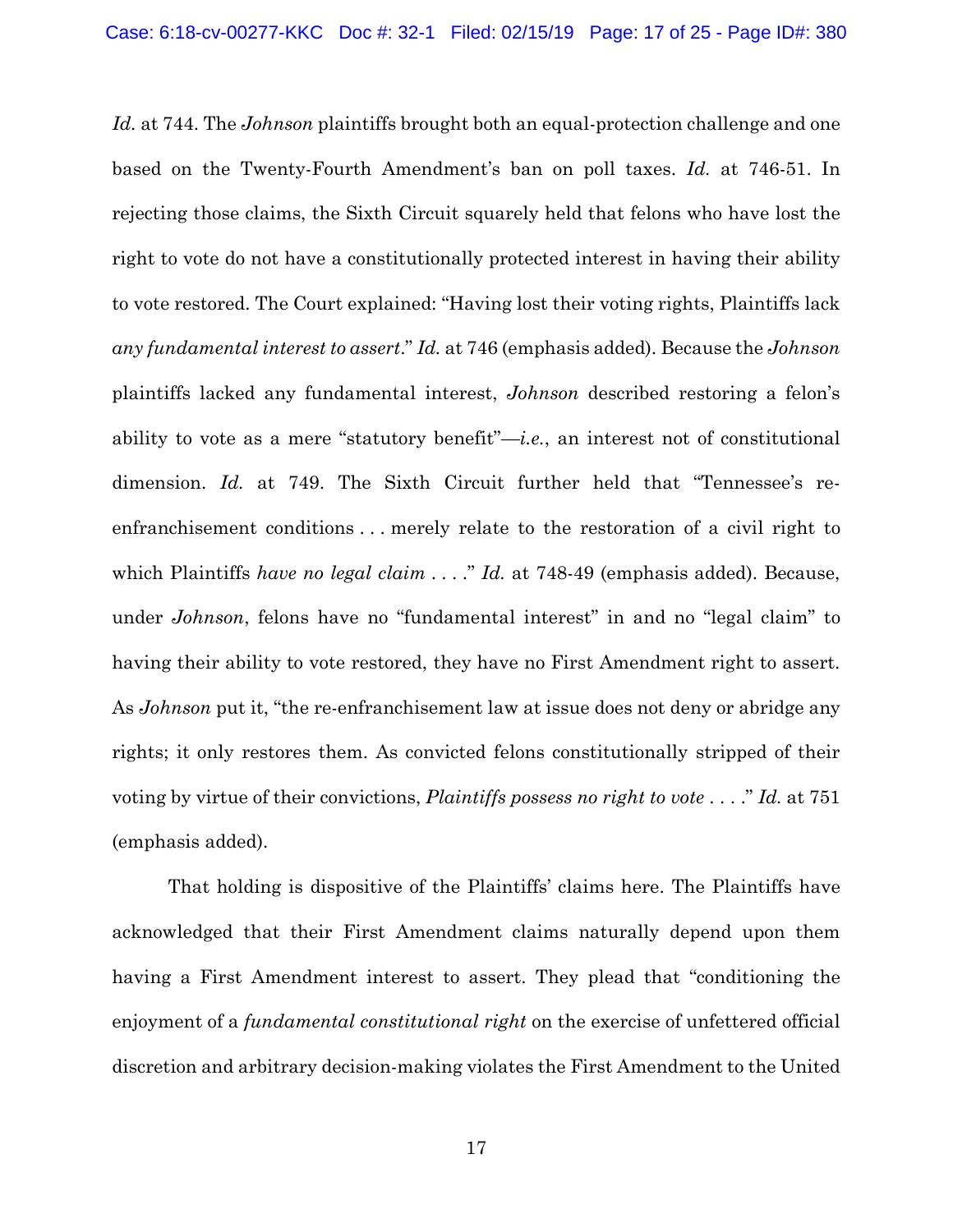*Id.* at 744. The *Johnson* plaintiffs brought both an equal-protection challenge and one based on the Twenty-Fourth Amendment's ban on poll taxes. *Id.* at 746-51. In rejecting those claims, the Sixth Circuit squarely held that felons who have lost the right to vote do not have a constitutionally protected interest in having their ability to vote restored. The Court explained: "Having lost their voting rights, Plaintiffs lack *any fundamental interest to assert*." *Id.* at 746 (emphasis added). Because the *Johnson* plaintiffs lacked any fundamental interest, *Johnson* described restoring a felon's ability to vote as a mere "statutory benefit"—*i.e.*, an interest not of constitutional dimension. *Id.* at 749. The Sixth Circuit further held that "Tennessee's re-enfranchisement conditions . . . merely relate to the restoration of a civil right to which Plaintiffs *have no legal claim* . . . ." *Id.* at 748-49 (emphasis added). Because, under *Johnson*, felons have no "fundamental interest" in and no "legal claim" to having their ability to vote restored, they have no First Amendment right to assert. As *Johnson* put it, "the re-enfranchisement law at issue does not deny or abridge any rights; it only restores them. As convicted felons constitutionally stripped of their voting by virtue of their convictions, *Plaintiffs possess no right to vote* . . . ." *Id.* at 751 (emphasis added).

That holding is dispositive of the Plaintiffs' claims here. The Plaintiffs have acknowledged that their First Amendment claims naturally depend upon them having a First Amendment interest to assert. They plead that "conditioning the enjoyment of a *fundamental constitutional right* on the exercise of unfettered official discretion and arbitrary decision-making violates the First Amendment to the United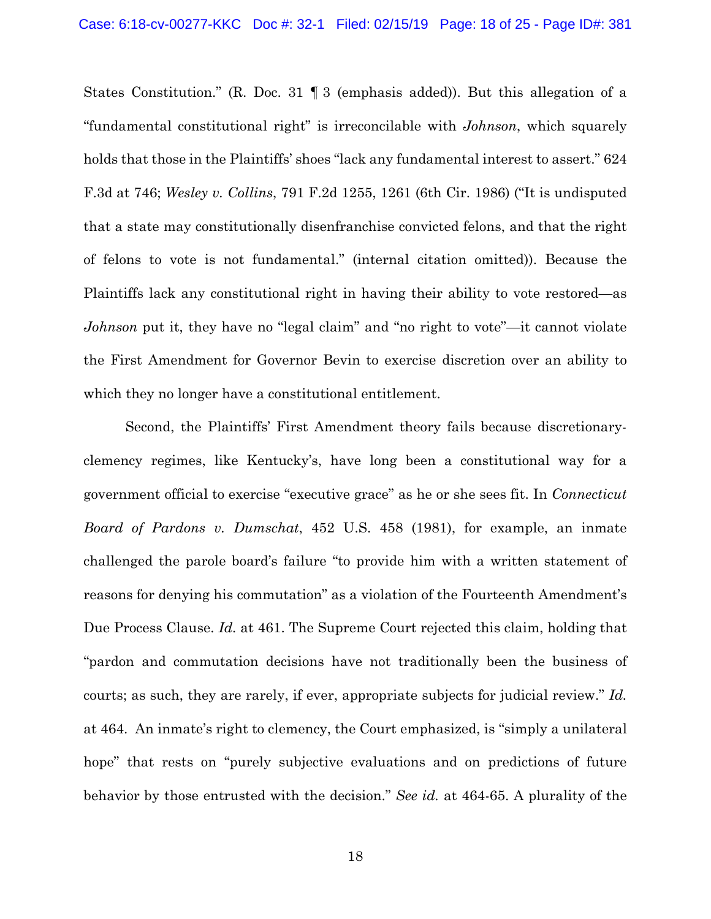States Constitution." (R. Doc. 31 ¶ 3 (emphasis added)). But this allegation of a "fundamental constitutional right" is irreconcilable with *Johnson*, which squarely holds that those in the Plaintiffs' shoes "lack any fundamental interest to assert." 624 F.3d at 746; *Wesley v. Collins*, 791 F.2d 1255, 1261 (6th Cir. 1986) ("It is undisputed that a state may constitutionally disenfranchise convicted felons, and that the right of felons to vote is not fundamental." (internal citation omitted)). Because the Plaintiffs lack any constitutional right in having their ability to vote restored—as *Johnson* put it, they have no "legal claim" and "no right to vote"—it cannot violate the First Amendment for Governor Bevin to exercise discretion over an ability to which they no longer have a constitutional entitlement.

Second, the Plaintiffs' First Amendment theory fails because discretionary-clemency regimes, like Kentucky's, have long been a constitutional way for a government official to exercise "executive grace" as he or she sees fit. In *Connecticut Board of Pardons v. Dumschat*, 452 U.S. 458 (1981), for example, an inmate challenged the parole board's failure "to provide him with a written statement of reasons for denying his commutation" as a violation of the Fourteenth Amendment's Due Process Clause. *Id.* at 461. The Supreme Court rejected this claim, holding that "pardon and commutation decisions have not traditionally been the business of courts; as such, they are rarely, if ever, appropriate subjects for judicial review." *Id.* at 464. An inmate's right to clemency, the Court emphasized, is "simply a unilateral hope" that rests on "purely subjective evaluations and on predictions of future behavior by those entrusted with the decision." *See id.* at 464-65. A plurality of the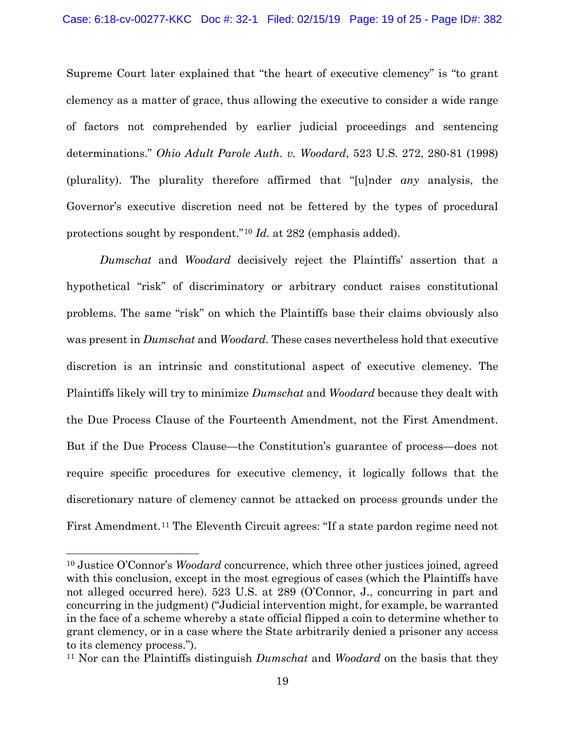Supreme Court later explained that "the heart of executive clemency" is "to grant clemency as a matter of grace, thus allowing the executive to consider a wide range of factors not comprehended by earlier judicial proceedings and sentencing determinations." *Ohio Adult Parole Auth. v. Woodard*, 523 U.S. 272, 280-81 (1998) (plurality). The plurality therefore affirmed that "[u]nder *any* analysis, the Governor's executive discretion need not be fettered by the types of procedural protections sought by respondent."[10] *Id.* at 282 (emphasis added).

*Dumschat* and *Woodard* decisively reject the Plaintiffs' assertion that a hypothetical "risk" of discriminatory or arbitrary conduct raises constitutional problems. The same "risk" on which the Plaintiffs base their claims obviously also was present in *Dumschat* and *Woodard*. These cases nevertheless hold that executive discretion is an intrinsic and constitutional aspect of executive clemency. The Plaintiffs likely will try to minimize *Dumschat* and *Woodard* because they dealt with the Due Process Clause of the Fourteenth Amendment, not the First Amendment. But if the Due Process Clause—the Constitution's guarantee of process—does not require specific procedures for executive clemency, it logically follows that the discretionary nature of clemency cannot be attacked on process grounds under the First Amendment.[11] The Eleventh Circuit agrees: "If a state pardon regime need not

---

[10] Justice O'Connor's *Woodard* concurrence, which three other justices joined, agreed with this conclusion, except in the most egregious of cases (which the Plaintiffs have not alleged occurred here). 523 U.S. at 289 (O'Connor, J., concurring in part and concurring in the judgment) ("Judicial intervention might, for example, be warranted in the face of a scheme whereby a state official flipped a coin to determine whether to grant clemency, or in a case where the State arbitrarily denied a prisoner any access to its clemency process.").

[11] Nor can the Plaintiffs distinguish *Dumschat* and *Woodard* on the basis that they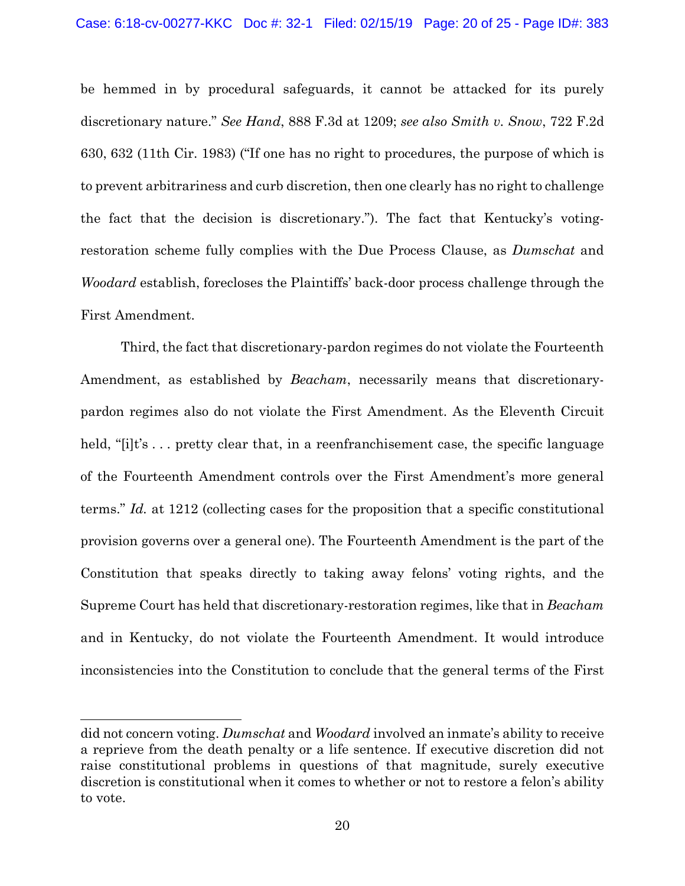be hemmed in by procedural safeguards, it cannot be attacked for its purely discretionary nature." *See Hand*, 888 F.3d at 1209; *see also Smith v. Snow*, 722 F.2d 630, 632 (11th Cir. 1983) ("If one has no right to procedures, the purpose of which is to prevent arbitrariness and curb discretion, then one clearly has no right to challenge the fact that the decision is discretionary."). The fact that Kentucky's voting-restoration scheme fully complies with the Due Process Clause, as *Dumschat* and *Woodard* establish, forecloses the Plaintiffs' back-door process challenge through the First Amendment.

Third, the fact that discretionary-pardon regimes do not violate the Fourteenth Amendment, as established by *Beacham*, necessarily means that discretionary-pardon regimes also do not violate the First Amendment. As the Eleventh Circuit held, "[i]t's . . . pretty clear that, in a reenfranchisement case, the specific language of the Fourteenth Amendment controls over the First Amendment's more general terms." *Id.* at 1212 (collecting cases for the proposition that a specific constitutional provision governs over a general one). The Fourteenth Amendment is the part of the Constitution that speaks directly to taking away felons' voting rights, and the Supreme Court has held that discretionary-restoration regimes, like that in *Beacham* and in Kentucky, do not violate the Fourteenth Amendment. It would introduce inconsistencies into the Constitution to conclude that the general terms of the First

---

did not concern voting. *Dumschat* and *Woodard* involved an inmate's ability to receive a reprieve from the death penalty or a life sentence. If executive discretion did not raise constitutional problems in questions of that magnitude, surely executive discretion is constitutional when it comes to whether or not to restore a felon's ability to vote.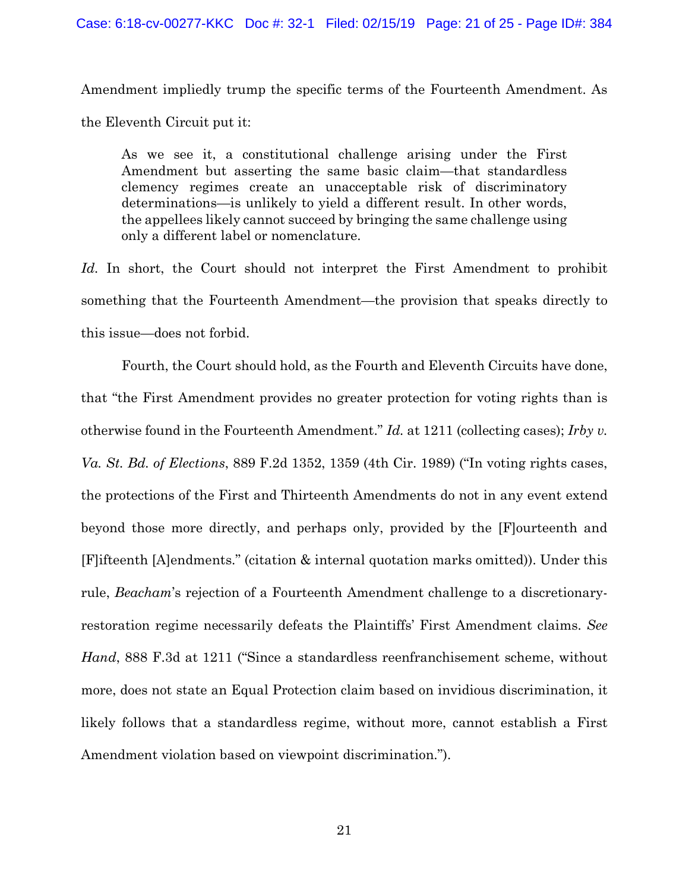Amendment impliedly trump the specific terms of the Fourteenth Amendment. As the Eleventh Circuit put it:

> As we see it, a constitutional challenge arising under the First Amendment but asserting the same basic claim—that standardless clemency regimes create an unacceptable risk of discriminatory determinations—is unlikely to yield a different result. In other words, the appellees likely cannot succeed by bringing the same challenge using only a different label or nomenclature.

*Id.* In short, the Court should not interpret the First Amendment to prohibit something that the Fourteenth Amendment—the provision that speaks directly to this issue—does not forbid.

Fourth, the Court should hold, as the Fourth and Eleventh Circuits have done, that "the First Amendment provides no greater protection for voting rights than is otherwise found in the Fourteenth Amendment." *Id.* at 1211 (collecting cases); *Irby v. Va. St. Bd. of Elections*, 889 F.2d 1352, 1359 (4th Cir. 1989) ("In voting rights cases, the protections of the First and Thirteenth Amendments do not in any event extend beyond those more directly, and perhaps only, provided by the [F]ourteenth and [F]ifteenth [A]endments." (citation & internal quotation marks omitted)). Under this rule, *Beacham*'s rejection of a Fourteenth Amendment challenge to a discretionary-restoration regime necessarily defeats the Plaintiffs' First Amendment claims. *See Hand*, 888 F.3d at 1211 ("Since a standardless reenfranchisement scheme, without more, does not state an Equal Protection claim based on invidious discrimination, it likely follows that a standardless regime, without more, cannot establish a First Amendment violation based on viewpoint discrimination.").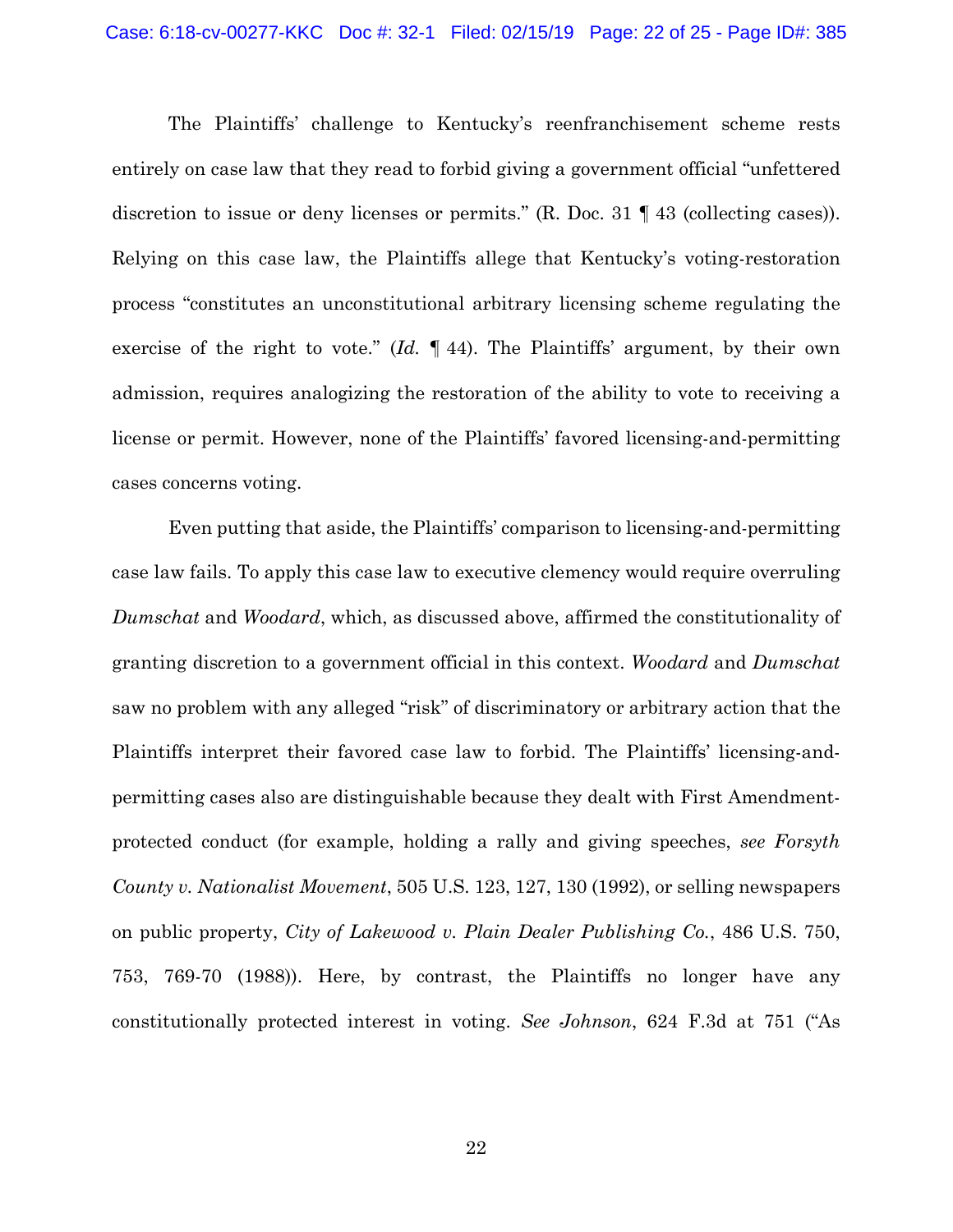The Plaintiffs' challenge to Kentucky's reenfranchisement scheme rests entirely on case law that they read to forbid giving a government official "unfettered discretion to issue or deny licenses or permits." (R. Doc. 31 ¶ 43 (collecting cases)). Relying on this case law, the Plaintiffs allege that Kentucky's voting-restoration process "constitutes an unconstitutional arbitrary licensing scheme regulating the exercise of the right to vote." (*Id.* ¶ 44). The Plaintiffs' argument, by their own admission, requires analogizing the restoration of the ability to vote to receiving a license or permit. However, none of the Plaintiffs' favored licensing-and-permitting cases concerns voting.

Even putting that aside, the Plaintiffs' comparison to licensing-and-permitting case law fails. To apply this case law to executive clemency would require overruling *Dumschat* and *Woodard*, which, as discussed above, affirmed the constitutionality of granting discretion to a government official in this context. *Woodard* and *Dumschat* saw no problem with any alleged "risk" of discriminatory or arbitrary action that the Plaintiffs interpret their favored case law to forbid. The Plaintiffs' licensing-and-permitting cases also are distinguishable because they dealt with First Amendment-protected conduct (for example, holding a rally and giving speeches, *see Forsyth County v. Nationalist Movement*, 505 U.S. 123, 127, 130 (1992), or selling newspapers on public property, *City of Lakewood v. Plain Dealer Publishing Co.*, 486 U.S. 750, 753, 769-70 (1988)). Here, by contrast, the Plaintiffs no longer have any constitutionally protected interest in voting. *See Johnson*, 624 F.3d at 751 ("As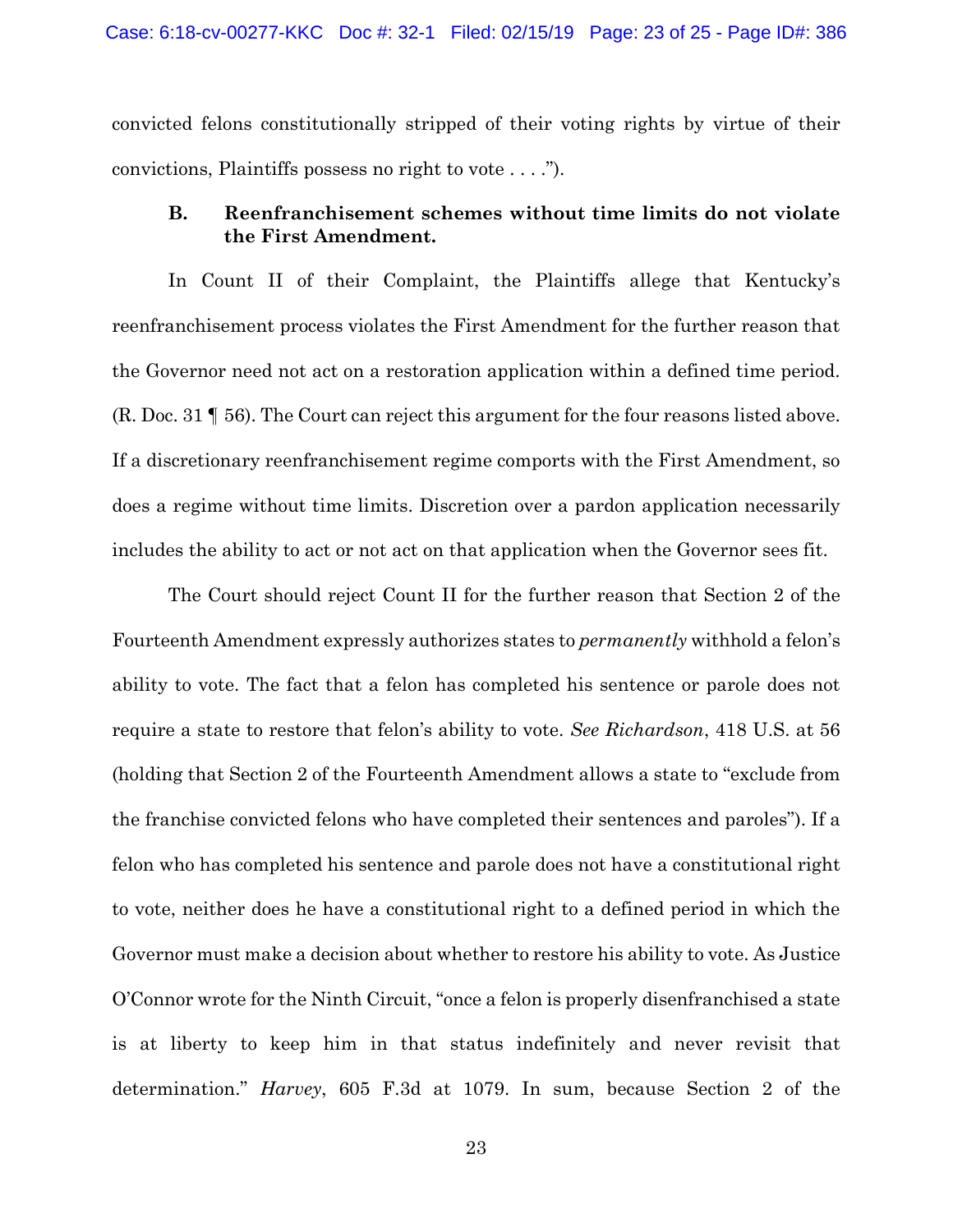convicted felons constitutionally stripped of their voting rights by virtue of their convictions, Plaintiffs possess no right to vote . . . .").

### B. Reenfranchisement schemes without time limits do not violate the First Amendment.

In Count II of their Complaint, the Plaintiffs allege that Kentucky's reenfranchisement process violates the First Amendment for the further reason that the Governor need not act on a restoration application within a defined time period. (R. Doc. 31 ¶ 56). The Court can reject this argument for the four reasons listed above. If a discretionary reenfranchisement regime comports with the First Amendment, so does a regime without time limits. Discretion over a pardon application necessarily includes the ability to act or not act on that application when the Governor sees fit.

The Court should reject Count II for the further reason that Section 2 of the Fourteenth Amendment expressly authorizes states to *permanently* withhold a felon's ability to vote. The fact that a felon has completed his sentence or parole does not require a state to restore that felon's ability to vote. *See Richardson*, 418 U.S. at 56 (holding that Section 2 of the Fourteenth Amendment allows a state to "exclude from the franchise convicted felons who have completed their sentences and paroles"). If a felon who has completed his sentence and parole does not have a constitutional right to vote, neither does he have a constitutional right to a defined period in which the Governor must make a decision about whether to restore his ability to vote. As Justice O'Connor wrote for the Ninth Circuit, "once a felon is properly disenfranchised a state is at liberty to keep him in that status indefinitely and never revisit that determination." *Harvey*, 605 F.3d at 1079. In sum, because Section 2 of the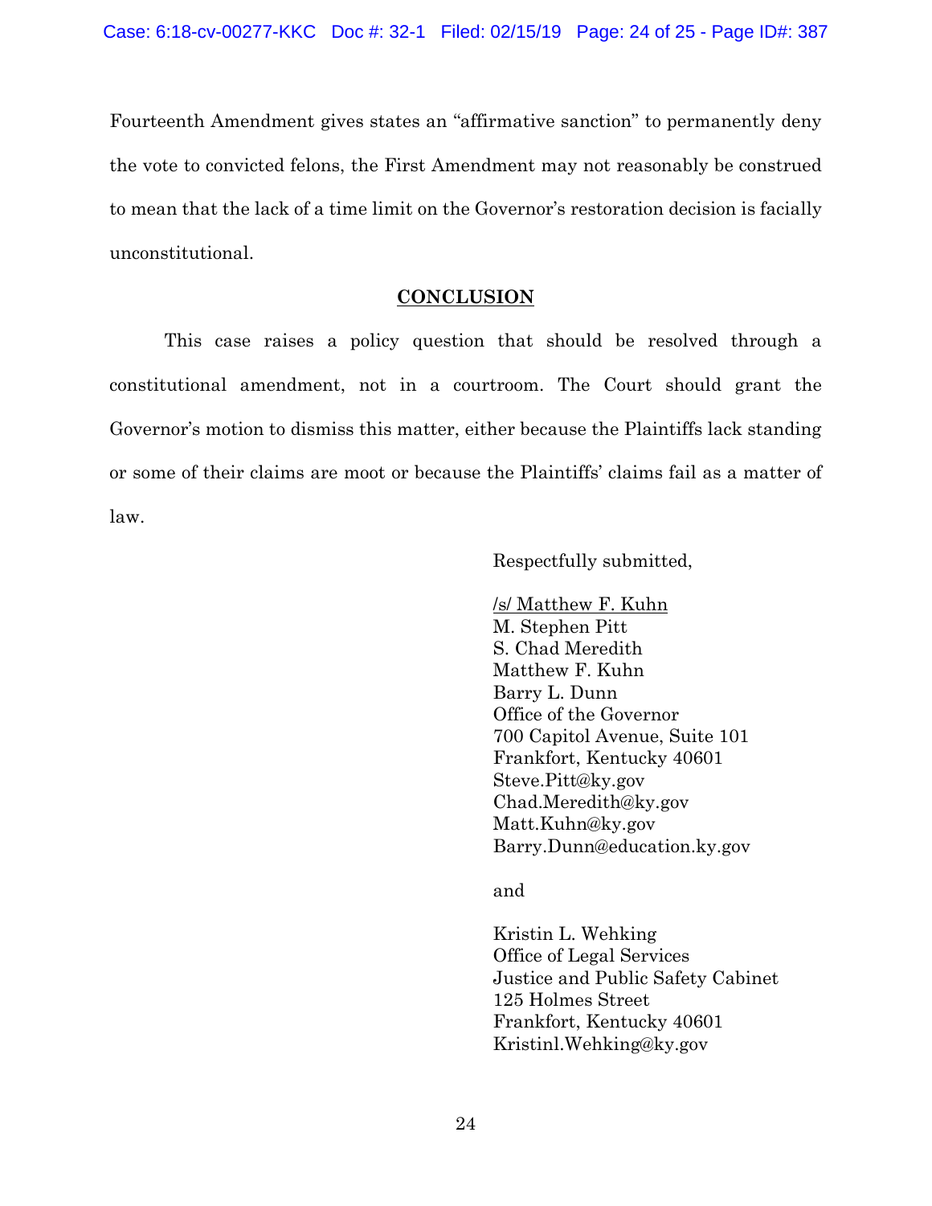Fourteenth Amendment gives states an "affirmative sanction" to permanently deny the vote to convicted felons, the First Amendment may not reasonably be construed to mean that the lack of a time limit on the Governor's restoration decision is facially unconstitutional.

## CONCLUSION

This case raises a policy question that should be resolved through a constitutional amendment, not in a courtroom. The Court should grant the Governor's motion to dismiss this matter, either because the Plaintiffs lack standing or some of their claims are moot or because the Plaintiffs' claims fail as a matter of law.

Respectfully submitted,

/s/ Matthew F. Kuhn
M. Stephen Pitt
S. Chad Meredith
Matthew F. Kuhn
Barry L. Dunn
Office of the Governor
700 Capitol Avenue, Suite 101
Frankfort, Kentucky 40601
Steve.Pitt@ky.gov
Chad.Meredith@ky.gov
Matt.Kuhn@ky.gov
Barry.Dunn@education.ky.gov

and

Kristin L. Wehking
Office of Legal Services
Justice and Public Safety Cabinet
125 Holmes Street
Frankfort, Kentucky 40601
Kristinl.Wehking@ky.gov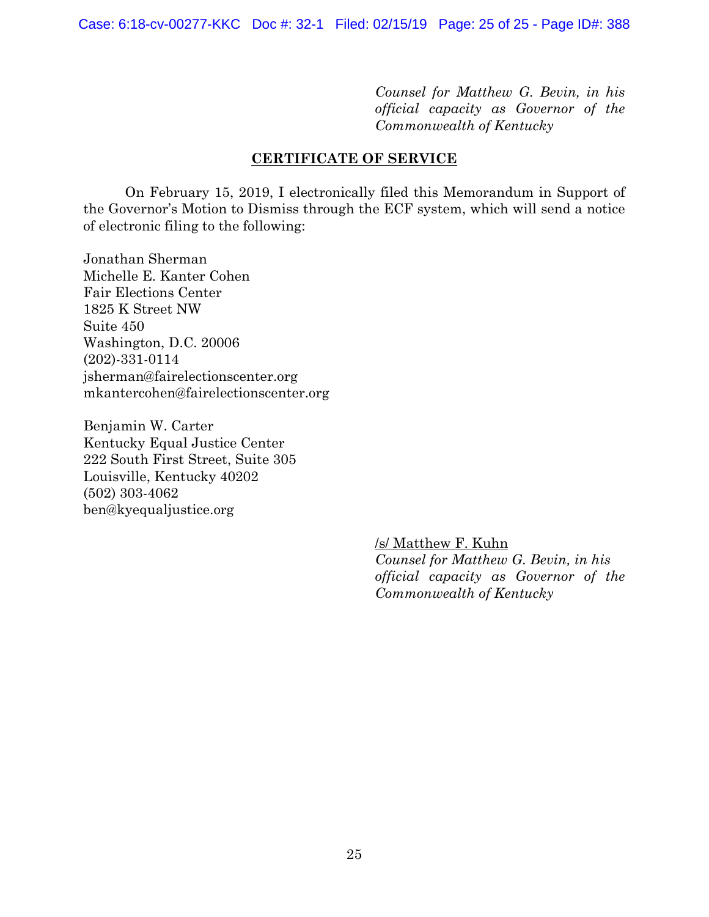*Counsel for Matthew G. Bevin, in his official capacity as Governor of the Commonwealth of Kentucky*

**CERTIFICATE OF SERVICE**

On February 15, 2019, I electronically filed this Memorandum in Support of the Governor's Motion to Dismiss through the ECF system, which will send a notice of electronic filing to the following:

Jonathan Sherman
Michelle E. Kanter Cohen
Fair Elections Center
1825 K Street NW
Suite 450
Washington, D.C. 20006
(202)-331-0114
jsherman@fairelectionscenter.org
mkantercohen@fairelectionscenter.org

Benjamin W. Carter
Kentucky Equal Justice Center
222 South First Street, Suite 305
Louisville, Kentucky 40202
(502) 303-4062
ben@kyequaljustice.org

/s/ Matthew F. Kuhn
*Counsel for Matthew G. Bevin, in his official capacity as Governor of the Commonwealth of Kentucky*